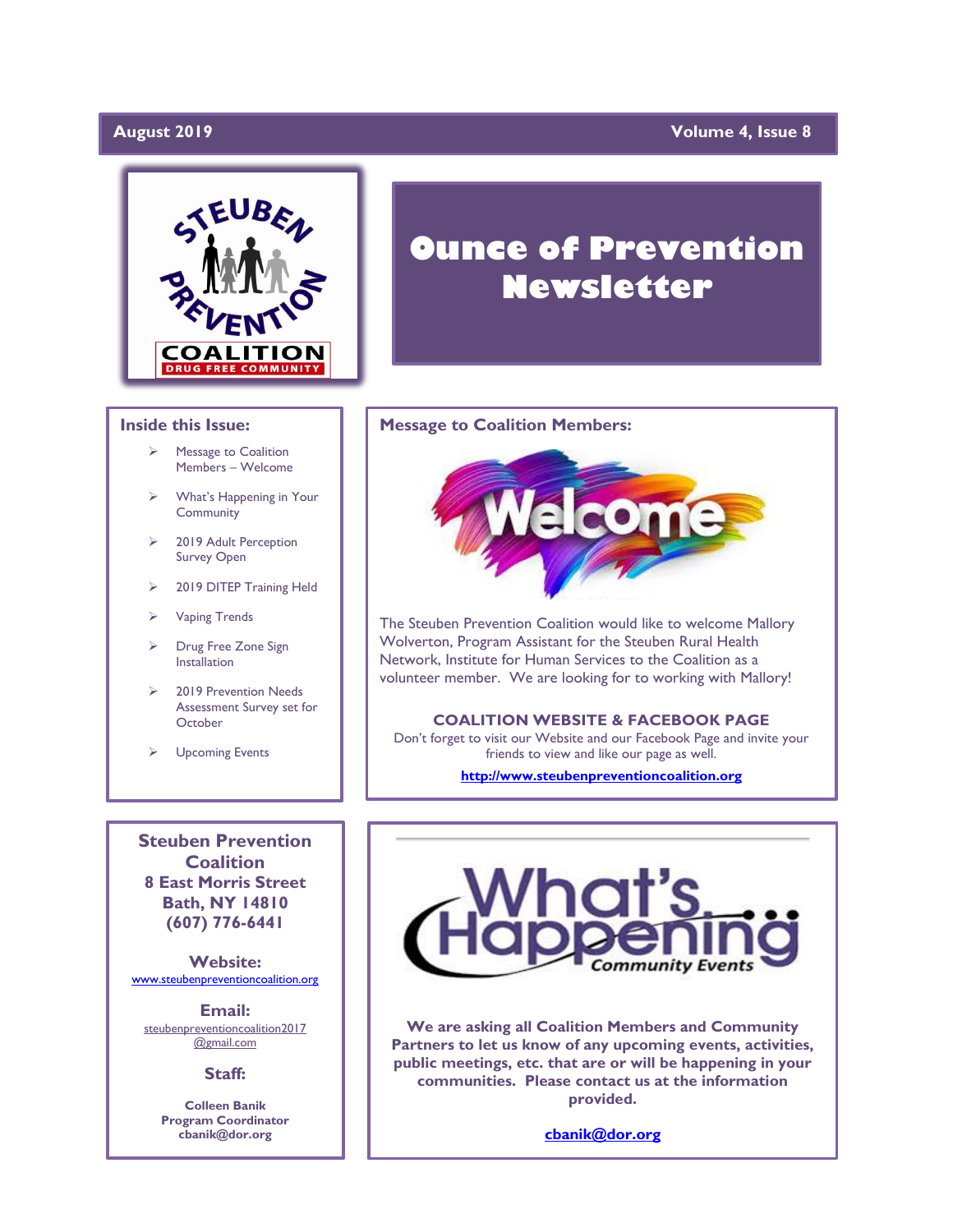**August 2019** **Volume 4, Issue 8**

STEUBEN PREVENTION COALITION
DRUG FREE COMMUNITY

# Ounce of Prevention Newsletter

## Inside this Issue:

- Message to Coalition Members – Welcome
- What's Happening in Your Community
- 2019 Adult Perception Survey Open
- 2019 DITEP Training Held
- Vaping Trends
- Drug Free Zone Sign Installation
- 2019 Prevention Needs Assessment Survey set for October
- Upcoming Events

## Message to Coalition Members:

Welcome

The Steuben Prevention Coalition would like to welcome Mallory Wolverton, Program Assistant for the Steuben Rural Health Network, Institute for Human Services to the Coalition as a volunteer member. We are looking for to working with Mallory!

**COALITION WEBSITE & FACEBOOK PAGE**

Don't forget to visit our Website and our Facebook Page and invite your friends to view and like our page as well.

**http://www.steubenpreventioncoalition.org**

**Steuben Prevention Coalition**
**8 East Morris Street**
**Bath, NY 14810**
**(607) 776-6441**

**Website:**
www.steubenpreventioncoalition.org

**Email:**
steubenpreventioncoalition2017@gmail.com

**Staff:**

**Colleen Banik**
**Program Coordinator**
**cbanik@dor.org**

What's Happening Community Events

**We are asking all Coalition Members and Community Partners to let us know of any upcoming events, activities, public meetings, etc. that are or will be happening in your communities. Please contact us at the information provided.**

**cbanik@dor.org**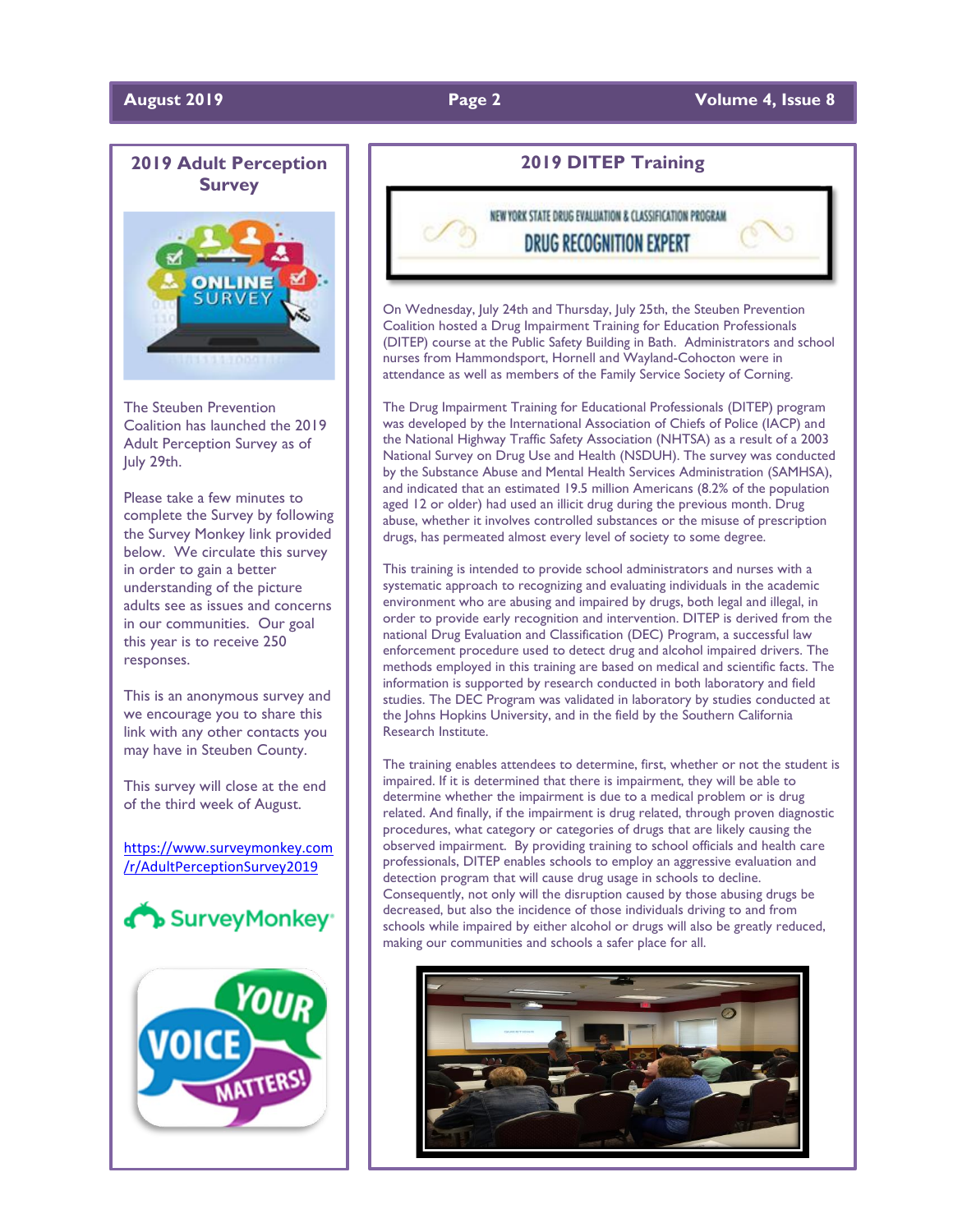## 2019 Adult Perception Survey

The Steuben Prevention Coalition has launched the 2019 Adult Perception Survey as of July 29th.

Please take a few minutes to complete the Survey by following the Survey Monkey link provided below. We circulate this survey in order to gain a better understanding of the picture adults see as issues and concerns in our communities. Our goal this year is to receive 250 responses.

This is an anonymous survey and we encourage you to share this link with any other contacts you may have in Steuben County.

This survey will close at the end of the third week of August.

https://www.surveymonkey.com/r/AdultPerceptionSurvey2019

## 2019 DITEP Training

NEW YORK STATE DRUG EVALUATION & CLASSIFICATION PROGRAM

DRUG RECOGNITION EXPERT

On Wednesday, July 24th and Thursday, July 25th, the Steuben Prevention Coalition hosted a Drug Impairment Training for Education Professionals (DITEP) course at the Public Safety Building in Bath. Administrators and school nurses from Hammondsport, Hornell and Wayland-Cohocton were in attendance as well as members of the Family Service Society of Corning.

The Drug Impairment Training for Educational Professionals (DITEP) program was developed by the International Association of Chiefs of Police (IACP) and the National Highway Traffic Safety Association (NHTSA) as a result of a 2003 National Survey on Drug Use and Health (NSDUH). The survey was conducted by the Substance Abuse and Mental Health Services Administration (SAMHSA), and indicated that an estimated 19.5 million Americans (8.2% of the population aged 12 or older) had used an illicit drug during the previous month. Drug abuse, whether it involves controlled substances or the misuse of prescription drugs, has permeated almost every level of society to some degree.

This training is intended to provide school administrators and nurses with a systematic approach to recognizing and evaluating individuals in the academic environment who are abusing and impaired by drugs, both legal and illegal, in order to provide early recognition and intervention. DITEP is derived from the national Drug Evaluation and Classification (DEC) Program, a successful law enforcement procedure used to detect drug and alcohol impaired drivers. The methods employed in this training are based on medical and scientific facts. The information is supported by research conducted in both laboratory and field studies. The DEC Program was validated in laboratory by studies conducted at the Johns Hopkins University, and in the field by the Southern California Research Institute.

The training enables attendees to determine, first, whether or not the student is impaired. If it is determined that there is impairment, they will be able to determine whether the impairment is due to a medical problem or is drug related. And finally, if the impairment is drug related, through proven diagnostic procedures, what category or categories of drugs that are likely causing the observed impairment. By providing training to school officials and health care professionals, DITEP enables schools to employ an aggressive evaluation and detection program that will cause drug usage in schools to decline. Consequently, not only will the disruption caused by those abusing drugs be decreased, but also the incidence of those individuals driving to and from schools while impaired by either alcohol or drugs will also be greatly reduced, making our communities and schools a safer place for all.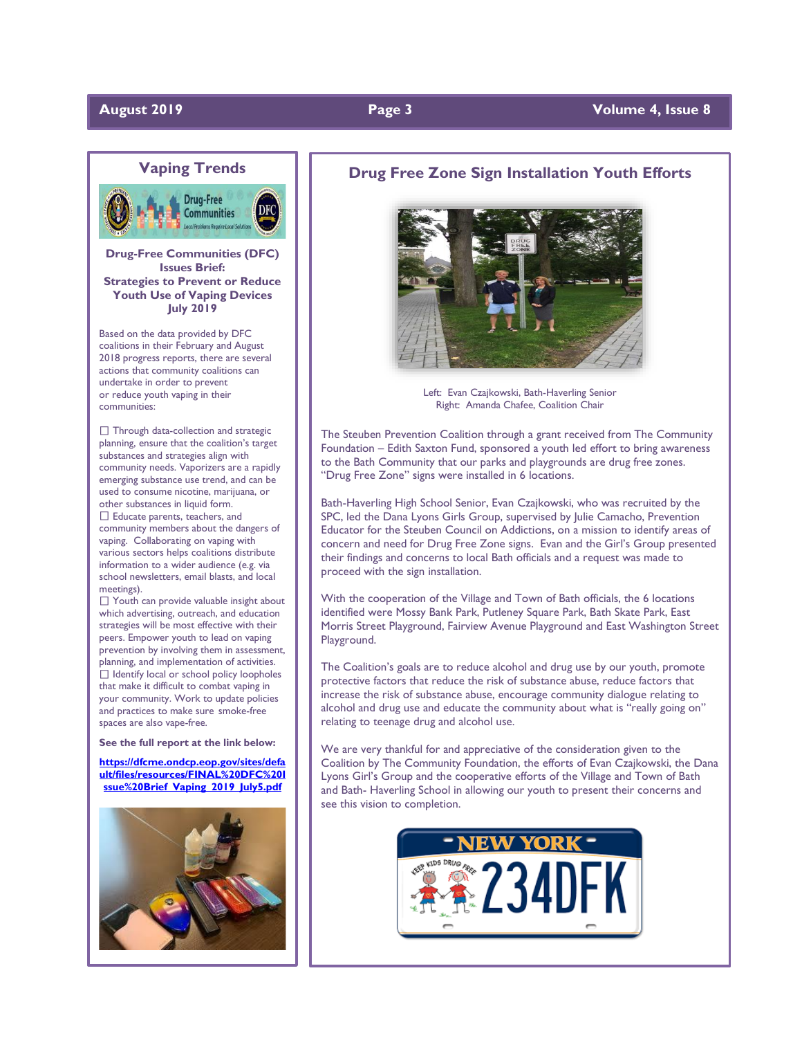## Vaping Trends

**Drug-Free Communities (DFC) Issues Brief: Strategies to Prevent or Reduce Youth Use of Vaping Devices July 2019**

Based on the data provided by DFC coalitions in their February and August 2018 progress reports, there are several actions that community coalitions can undertake in order to prevent or reduce youth vaping in their communities:

- Through data-collection and strategic planning, ensure that the coalition's target substances and strategies align with community needs. Vaporizers are a rapidly emerging substance use trend, and can be used to consume nicotine, marijuana, or other substances in liquid form.
- Educate parents, teachers, and community members about the dangers of vaping. Collaborating on vaping with various sectors helps coalitions distribute information to a wider audience (e.g. via school newsletters, email blasts, and local meetings).
- Youth can provide valuable insight about which advertising, outreach, and education strategies will be most effective with their peers. Empower youth to lead on vaping prevention by involving them in assessment, planning, and implementation of activities.
- Identify local or school policy loopholes that make it difficult to combat vaping in your community. Work to update policies and practices to make sure smoke-free spaces are also vape-free.

**See the full report at the link below:**

**https://dfcme.ondcp.eop.gov/sites/default/files/resources/FINAL%20DFC%20Issue%20Brief_Vaping_2019_July5.pdf**

## Drug Free Zone Sign Installation Youth Efforts

Left: Evan Czajkowski, Bath-Haverling Senior
Right: Amanda Chafee, Coalition Chair

The Steuben Prevention Coalition through a grant received from The Community Foundation – Edith Saxton Fund, sponsored a youth led effort to bring awareness to the Bath Community that our parks and playgrounds are drug free zones. "Drug Free Zone" signs were installed in 6 locations.

Bath-Haverling High School Senior, Evan Czajkowski, who was recruited by the SPC, led the Dana Lyons Girls Group, supervised by Julie Camacho, Prevention Educator for the Steuben Council on Addictions, on a mission to identify areas of concern and need for Drug Free Zone signs. Evan and the Girl's Group presented their findings and concerns to local Bath officials and a request was made to proceed with the sign installation.

With the cooperation of the Village and Town of Bath officials, the 6 locations identified were Mossy Bank Park, Putleney Square Park, Bath Skate Park, East Morris Street Playground, Fairview Avenue Playground and East Washington Street Playground.

The Coalition's goals are to reduce alcohol and drug use by our youth, promote protective factors that reduce the risk of substance abuse, reduce factors that increase the risk of substance abuse, encourage community dialogue relating to alcohol and drug use and educate the community about what is "really going on" relating to teenage drug and alcohol use.

We are very thankful for and appreciative of the consideration given to the Coalition by The Community Foundation, the efforts of Evan Czajkowski, the Dana Lyons Girl's Group and the cooperative efforts of the Village and Town of Bath and Bath- Haverling School in allowing our youth to present their concerns and see this vision to completion.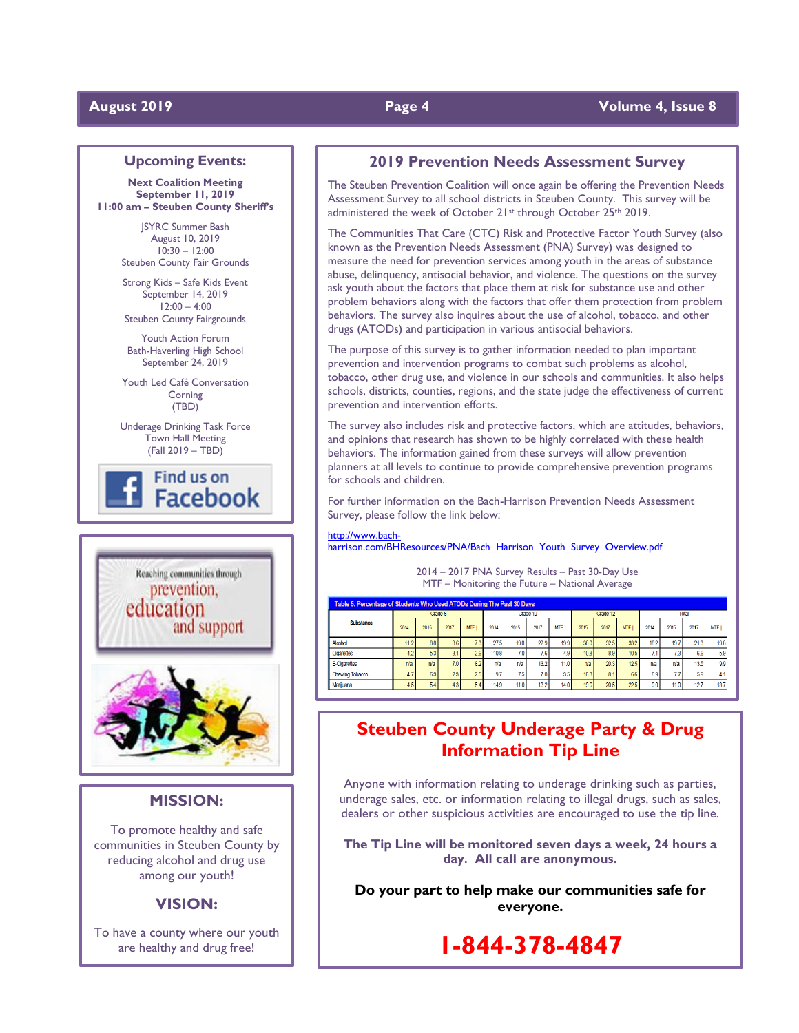## Upcoming Events:

**Next Coalition Meeting**
**September 11, 2019**
**11:00 am – Steuben County Sheriff's**

JSYRC Summer Bash
August 10, 2019
10:30 – 12:00
Steuben County Fair Grounds

Strong Kids – Safe Kids Event
September 14, 2019
12:00 – 4:00
Steuben County Fairgrounds

Youth Action Forum
Bath-Haverling High School
September 24, 2019

Youth Led Café Conversation
Corning
(TBD)

Underage Drinking Task Force
Town Hall Meeting
(Fall 2019 – TBD)

Find us on Facebook

Reaching communities through prevention, education and support

## MISSION:

To promote healthy and safe communities in Steuben County by reducing alcohol and drug use among our youth!

## VISION:

To have a county where our youth are healthy and drug free!

## 2019 Prevention Needs Assessment Survey

The Steuben Prevention Coalition will once again be offering the Prevention Needs Assessment Survey to all school districts in Steuben County. This survey will be administered the week of October 21st through October 25th 2019.

The Communities That Care (CTC) Risk and Protective Factor Youth Survey (also known as the Prevention Needs Assessment (PNA) Survey) was designed to measure the need for prevention services among youth in the areas of substance abuse, delinquency, antisocial behavior, and violence. The questions on the survey ask youth about the factors that place them at risk for substance use and other problem behaviors along with the factors that offer them protection from problem behaviors. The survey also inquires about the use of alcohol, tobacco, and other drugs (ATODs) and participation in various antisocial behaviors.

The purpose of this survey is to gather information needed to plan important prevention and intervention programs to combat such problems as alcohol, tobacco, other drug use, and violence in our schools and communities. It also helps schools, districts, counties, regions, and the state judge the effectiveness of current prevention and intervention efforts.

The survey also includes risk and protective factors, which are attitudes, behaviors, and opinions that research has shown to be highly correlated with these health behaviors. The information gained from these surveys will allow prevention planners at all levels to continue to provide comprehensive prevention programs for schools and children.

For further information on the Bach-Harrison Prevention Needs Assessment Survey, please follow the link below:

http://www.bach-harrison.com/BHResources/PNA/Bach_Harrison_Youth_Survey_Overview.pdf

2014 – 2017 PNA Survey Results – Past 30-Day Use
MTF – Monitoring the Future – National Average

Table 5. Percentage of Students Who Used ATODs During The Past 30 Days

| Substance | Grade 8 | | | | Grade 10 | | | | Grade 12 | | | Total | | | |
|---|---|---|---|---|---|---|---|---|---|---|---|---|---|---|---|
| | 2014 | 2015 | 2017 | MTF† | 2014 | 2015 | 2017 | MTF† | 2015 | 2017 | MTF† | 2014 | 2015 | 2017 | MTF† |
| Alcohol | 11.2 | 8.8 | 8.6 | 7.3 | 27.5 | 19.0 | 22.9 | 19.9 | 38.0 | 32.5 | 33.2 | 18.2 | 19.7 | 21.3 | 19.8 |
| Cigarettes | 4.2 | 5.3 | 3.1 | 2.6 | 10.8 | 7.0 | 7.6 | 4.9 | 10.8 | 8.9 | 10.5 | 7.1 | 7.3 | 6.6 | 5.9 |
| E-Cigarettes | n/a | n/a | 7.0 | 6.2 | n/a | n/a | 13.2 | 11.0 | n/a | 20.3 | 12.5 | n/a | n/a | 13.5 | 9.9 |
| Chewing Tobacco | 4.7 | 6.3 | 2.3 | 2.5 | 9.7 | 7.5 | 7.0 | 3.5 | 10.3 | 8.1 | 6.6 | 6.9 | 7.7 | 5.9 | 4.1 |
| Marijuana | 4.5 | 5.4 | 4.3 | 5.4 | 14.9 | 11.0 | 13.2 | 14.0 | 19.6 | 20.6 | 22.5 | 9.0 | 11.0 | 12.7 | 13.7 |

## Steuben County Underage Party & Drug Information Tip Line

Anyone with information relating to underage drinking such as parties, underage sales, etc. or information relating to illegal drugs, such as sales, dealers or other suspicious activities are encouraged to use the tip line.

**The Tip Line will be monitored seven days a week, 24 hours a day. All call are anonymous.**

**Do your part to help make our communities safe for everyone.**

# 1-844-378-4847